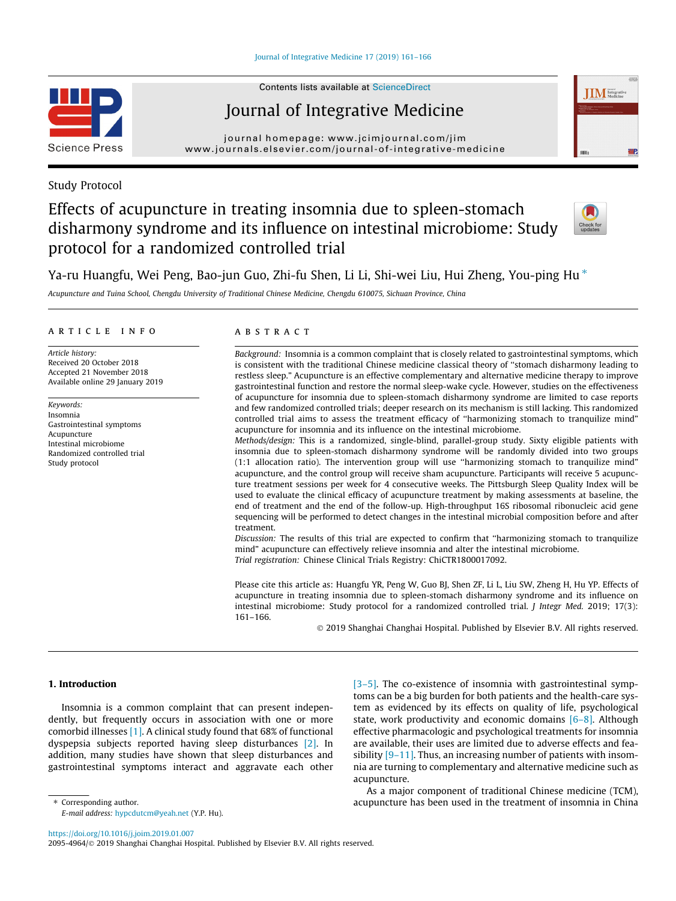Study Protocol

# Effects of acupuncture in treating insomnia due to spleen-stomach disharmony syndrome and its influence on intestinal microbiome: Study protocol for a randomized controlled trial

Ya-ru Huangfu, Wei Peng, Bao-jun Guo, Zhi-fu Shen, Li Li, Shi-wei Liu, Hui Zheng, You-ping Hu *

*Acupuncture and Tuina School, Chengdu University of Traditional Chinese Medicine, Chengdu 610075, Sichuan Province, China*

## ARTICLE INFO

*Article history:*
Received 20 October 2018
Accepted 21 November 2018
Available online 29 January 2019

*Keywords:*
Insomnia
Gastrointestinal symptoms
Acupuncture
Intestinal microbiome
Randomized controlled trial
Study protocol

## ABSTRACT

*Background:* Insomnia is a common complaint that is closely related to gastrointestinal symptoms, which is consistent with the traditional Chinese medicine classical theory of "stomach disharmony leading to restless sleep." Acupuncture is an effective complementary and alternative medicine therapy to improve gastrointestinal function and restore the normal sleep-wake cycle. However, studies on the effectiveness of acupuncture for insomnia due to spleen-stomach disharmony syndrome are limited to case reports and few randomized controlled trials; deeper research on its mechanism is still lacking. This randomized controlled trial aims to assess the treatment efficacy of "harmonizing stomach to tranquilize mind" acupuncture for insomnia and its influence on the intestinal microbiome.

*Methods/design:* This is a randomized, single-blind, parallel-group study. Sixty eligible patients with insomnia due to spleen-stomach disharmony syndrome will be randomly divided into two groups (1:1 allocation ratio). The intervention group will use "harmonizing stomach to tranquilize mind" acupuncture, and the control group will receive sham acupuncture. Participants will receive 5 acupuncture treatment sessions per week for 4 consecutive weeks. The Pittsburgh Sleep Quality Index will be used to evaluate the clinical efficacy of acupuncture treatment by making assessments at baseline, the end of treatment and the end of the follow-up. High-throughput 16S ribosomal ribonucleic acid gene sequencing will be performed to detect changes in the intestinal microbial composition before and after treatment.

*Discussion:* The results of this trial are expected to confirm that "harmonizing stomach to tranquilize mind" acupuncture can effectively relieve insomnia and alter the intestinal microbiome.

*Trial registration:* Chinese Clinical Trials Registry: ChiCTR1800017092.

Please cite this article as: Huangfu YR, Peng W, Guo BJ, Shen ZF, Li L, Liu SW, Zheng H, Hu YP. Effects of acupuncture in treating insomnia due to spleen-stomach disharmony syndrome and its influence on intestinal microbiome: Study protocol for a randomized controlled trial. *J Integr Med.* 2019; 17(3): 161–166.

© 2019 Shanghai Changhai Hospital. Published by Elsevier B.V. All rights reserved.

## 1. Introduction

Insomnia is a common complaint that can present independently, but frequently occurs in association with one or more comorbid illnesses [1]. A clinical study found that 68% of functional dyspepsia subjects reported having sleep disturbances [2]. In addition, many studies have shown that sleep disturbances and gastrointestinal symptoms interact and aggravate each other [3–5]. The co-existence of insomnia with gastrointestinal symptoms can be a big burden for both patients and the health-care system as evidenced by its effects on quality of life, psychological state, work productivity and economic domains [6–8]. Although effective pharmacologic and psychological treatments for insomnia are available, their uses are limited due to adverse effects and feasibility [9–11]. Thus, an increasing number of patients with insomnia are turning to complementary and alternative medicine such as acupuncture.

As a major component of traditional Chinese medicine (TCM), acupuncture has been used in the treatment of insomnia in China

* Corresponding author.
*E-mail address:* hypcdutcm@yeah.net (Y.P. Hu).

https://doi.org/10.1016/j.joim.2019.01.007
2095-4964/© 2019 Shanghai Changhai Hospital. Published by Elsevier B.V. All rights reserved.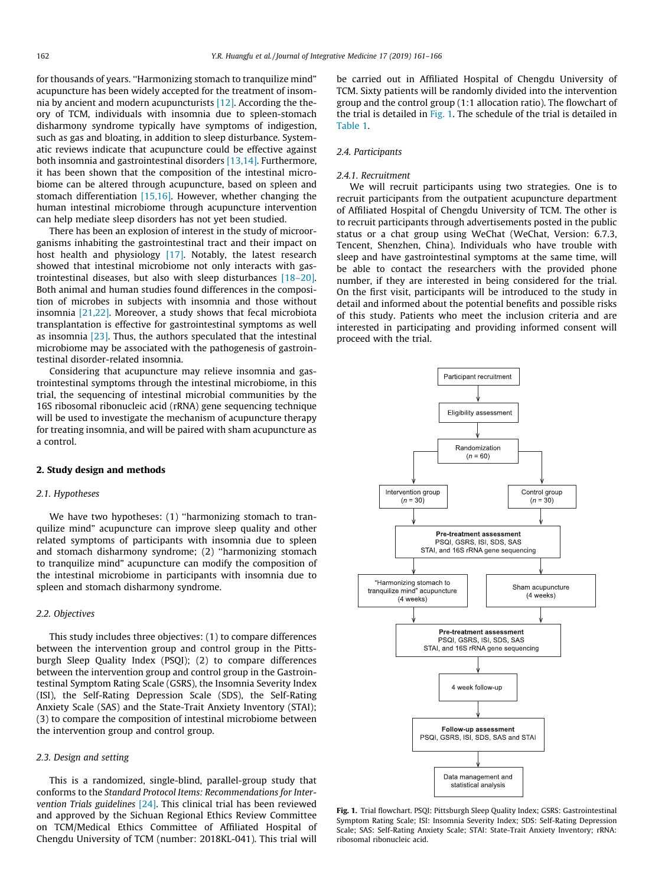for thousands of years. "Harmonizing stomach to tranquilize mind" acupuncture has been widely accepted for the treatment of insomnia by ancient and modern acupuncturists [12]. According the theory of TCM, individuals with insomnia due to spleen-stomach disharmony syndrome typically have symptoms of indigestion, such as gas and bloating, in addition to sleep disturbance. Systematic reviews indicate that acupuncture could be effective against both insomnia and gastrointestinal disorders [13,14]. Furthermore, it has been shown that the composition of the intestinal microbiome can be altered through acupuncture, based on spleen and stomach differentiation [15,16]. However, whether changing the human intestinal microbiome through acupuncture intervention can help mediate sleep disorders has not yet been studied.

There has been an explosion of interest in the study of microorganisms inhabiting the gastrointestinal tract and their impact on host health and physiology [17]. Notably, the latest research showed that intestinal microbiome not only interacts with gastrointestinal diseases, but also with sleep disturbances [18–20]. Both animal and human studies found differences in the composition of microbes in subjects with insomnia and those without insomnia [21,22]. Moreover, a study shows that fecal microbiota transplantation is effective for gastrointestinal symptoms as well as insomnia [23]. Thus, the authors speculated that the intestinal microbiome may be associated with the pathogenesis of gastrointestinal disorder-related insomnia.

Considering that acupuncture may relieve insomnia and gastrointestinal symptoms through the intestinal microbiome, in this trial, the sequencing of intestinal microbial communities by the 16S ribosomal ribonucleic acid (rRNA) gene sequencing technique will be used to investigate the mechanism of acupuncture therapy for treating insomnia, and will be paired with sham acupuncture as a control.

## 2. Study design and methods

### 2.1. Hypotheses

We have two hypotheses: (1) "harmonizing stomach to tranquilize mind" acupuncture can improve sleep quality and other related symptoms of participants with insomnia due to spleen and stomach disharmony syndrome; (2) "harmonizing stomach to tranquilize mind" acupuncture can modify the composition of the intestinal microbiome in participants with insomnia due to spleen and stomach disharmony syndrome.

### 2.2. Objectives

This study includes three objectives: (1) to compare differences between the intervention group and control group in the Pittsburgh Sleep Quality Index (PSQI); (2) to compare differences between the intervention group and control group in the Gastrointestinal Symptom Rating Scale (GSRS), the Insomnia Severity Index (ISI), the Self-Rating Depression Scale (SDS), the Self-Rating Anxiety Scale (SAS) and the State-Trait Anxiety Inventory (STAI); (3) to compare the composition of intestinal microbiome between the intervention group and control group.

### 2.3. Design and setting

This is a randomized, single-blind, parallel-group study that conforms to the *Standard Protocol Items: Recommendations for Intervention Trials guidelines* [24]. This clinical trial has been reviewed and approved by the Sichuan Regional Ethics Review Committee on TCM/Medical Ethics Committee of Affiliated Hospital of Chengdu University of TCM (number: 2018KL-041). This trial will be carried out in Affiliated Hospital of Chengdu University of TCM. Sixty patients will be randomly divided into the intervention group and the control group (1:1 allocation ratio). The flowchart of the trial is detailed in Fig. 1. The schedule of the trial is detailed in Table 1.

### 2.4. Participants

#### 2.4.1. Recruitment

We will recruit participants using two strategies. One is to recruit participants from the outpatient acupuncture department of Affiliated Hospital of Chengdu University of TCM. The other is to recruit participants through advertisements posted in the public status or a chat group using WeChat (WeChat, Version: 6.7.3, Tencent, Shenzhen, China). Individuals who have trouble with sleep and have gastrointestinal symptoms at the same time, will be able to contact the researchers with the provided phone number, if they are interested in being considered for the trial. On the first visit, participants will be introduced to the study in detail and informed about the potential benefits and possible risks of this study. Patients who meet the inclusion criteria and are interested in participating and providing informed consent will proceed with the trial.

Participant recruitment → Eligibility assessment → Randomization (*n* = 60) → Intervention group (*n* = 30) / Control group (*n* = 30) → Pre-treatment assessment: PSQI, GSRS, ISI, SDS, SAS, STAI, and 16S rRNA gene sequencing → "Harmonizing stomach to tranquilize mind" acupuncture (4 weeks) / Sham acupuncture (4 weeks) → Pre-treatment assessment: PSQI, GSRS, ISI, SDS, SAS, STAI, and 16S rRNA gene sequencing → 4 week follow-up → Follow-up assessment: PSQI, GSRS, ISI, SDS, SAS and STAI → Data management and statistical analysis

**Fig. 1.** Trial flowchart. PSQI: Pittsburgh Sleep Quality Index; GSRS: Gastrointestinal Symptom Rating Scale; ISI: Insomnia Severity Index; SDS: Self-Rating Depression Scale; SAS: Self-Rating Anxiety Scale; STAI: State-Trait Anxiety Inventory; rRNA: ribosomal ribonucleic acid.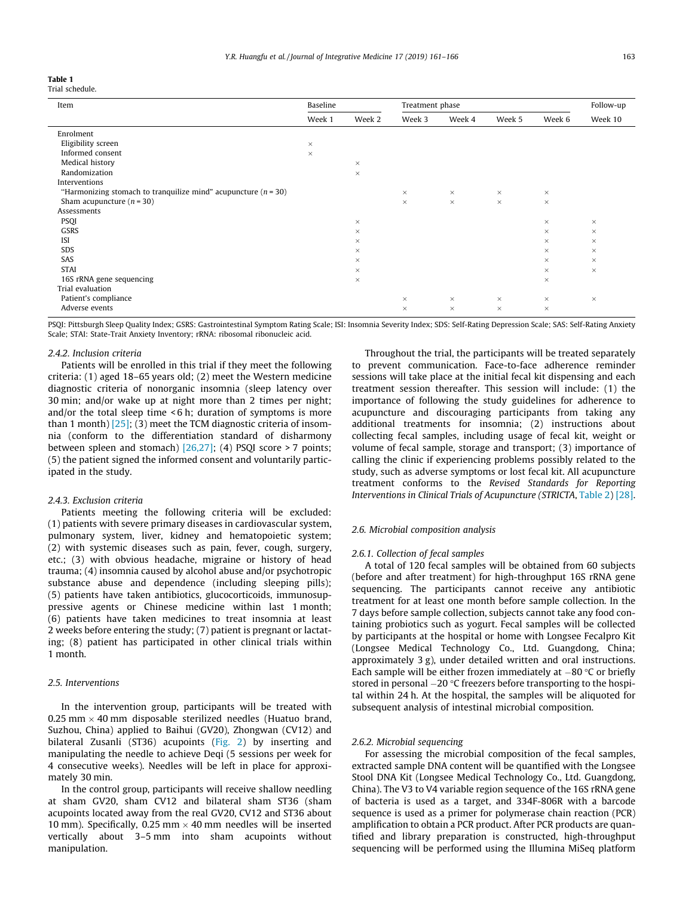**Table 1**
Trial schedule.

| Item | Baseline | | Treatment phase | | | | Follow-up |
|---|---|---|---|---|---|---|---|
| | Week 1 | Week 2 | Week 3 | Week 4 | Week 5 | Week 6 | Week 10 |
| Enrolment | | | | | | | |
| Eligibility screen | × | | | | | | |
| Informed consent | × | | | | | | |
| Medical history | | × | | | | | |
| Randomization | | × | | | | | |
| Interventions | | | | | | | |
| "Harmonizing stomach to tranquilize mind" acupuncture ($n$ = 30) | | | × | × | × | × | |
| Sham acupuncture ($n$ = 30) | | | × | × | × | × | |
| Assessments | | | | | | | |
| PSQI | | × | | | | × | × |
| GSRS | | × | | | | × | × |
| ISI | | × | | | | × | × |
| SDS | | × | | | | × | × |
| SAS | | × | | | | × | × |
| STAI | | × | | | | × | × |
| 16S rRNA gene sequencing | | × | | | | × | |
| Trial evaluation | | | | | | | |
| Patient's compliance | | | × | × | × | × | × |
| Adverse events | | | × | × | × | × | |

PSQI: Pittsburgh Sleep Quality Index; GSRS: Gastrointestinal Symptom Rating Scale; ISI: Insomnia Severity Index; SDS: Self-Rating Depression Scale; SAS: Self-Rating Anxiety Scale; STAI: State-Trait Anxiety Inventory; rRNA: ribosomal ribonucleic acid.

#### 2.4.2. Inclusion criteria

Patients will be enrolled in this trial if they meet the following criteria: (1) aged 18–65 years old; (2) meet the Western medicine diagnostic criteria of nonorganic insomnia (sleep latency over 30 min; and/or wake up at night more than 2 times per night; and/or the total sleep time < 6 h; duration of symptoms is more than 1 month) [25]; (3) meet the TCM diagnostic criteria of insomnia (conform to the differentiation standard of disharmony between spleen and stomach) [26,27]; (4) PSQI score > 7 points; (5) the patient signed the informed consent and voluntarily participated in the study.

#### 2.4.3. Exclusion criteria

Patients meeting the following criteria will be excluded: (1) patients with severe primary diseases in cardiovascular system, pulmonary system, liver, kidney and hematopoietic system; (2) with systemic diseases such as pain, fever, cough, surgery, etc.; (3) with obvious headache, migraine or history of head trauma; (4) insomnia caused by alcohol abuse and/or psychotropic substance abuse and dependence (including sleeping pills); (5) patients have taken antibiotics, glucocorticoids, immunosuppressive agents or Chinese medicine within last 1 month; (6) patients have taken medicines to treat insomnia at least 2 weeks before entering the study; (7) patient is pregnant or lactating; (8) patient has participated in other clinical trials within 1 month.

### 2.5. Interventions

In the intervention group, participants will be treated with 0.25 mm × 40 mm disposable sterilized needles (Huatuo brand, Suzhou, China) applied to Baihui (GV20), Zhongwan (CV12) and bilateral Zusanli (ST36) acupoints (Fig. 2) by inserting and manipulating the needle to achieve Deqi (5 sessions per week for 4 consecutive weeks). Needles will be left in place for approximately 30 min.

In the control group, participants will receive shallow needling at sham GV20, sham CV12 and bilateral sham ST36 (sham acupoints located away from the real GV20, CV12 and ST36 about 10 mm). Specifically, 0.25 mm × 40 mm needles will be inserted vertically about 3–5 mm into sham acupoints without manipulation.

Throughout the trial, the participants will be treated separately to prevent communication. Face-to-face adherence reminder sessions will take place at the initial fecal kit dispensing and each treatment session thereafter. This session will include: (1) the importance of following the study guidelines for adherence to acupuncture and discouraging participants from taking any additional treatments for insomnia; (2) instructions about collecting fecal samples, including usage of fecal kit, weight or volume of fecal sample, storage and transport; (3) importance of calling the clinic if experiencing problems possibly related to the study, such as adverse symptoms or lost fecal kit. All acupuncture treatment conforms to the *Revised Standards for Reporting Interventions in Clinical Trials of Acupuncture (STRICTA*, Table 2) [28].

### 2.6. Microbial composition analysis

#### 2.6.1. Collection of fecal samples

A total of 120 fecal samples will be obtained from 60 subjects (before and after treatment) for high-throughput 16S rRNA gene sequencing. The participants cannot receive any antibiotic treatment for at least one month before sample collection. In the 7 days before sample collection, subjects cannot take any food containing probiotics such as yogurt. Fecal samples will be collected by participants at the hospital or home with Longsee Fecalpro Kit (Longsee Medical Technology Co., Ltd. Guangdong, China; approximately 3 g), under detailed written and oral instructions. Each sample will be either frozen immediately at −80 °C or briefly stored in personal −20 °C freezers before transporting to the hospital within 24 h. At the hospital, the samples will be aliquoted for subsequent analysis of intestinal microbial composition.

#### 2.6.2. Microbial sequencing

For assessing the microbial composition of the fecal samples, extracted sample DNA content will be quantified with the Longsee Stool DNA Kit (Longsee Medical Technology Co., Ltd. Guangdong, China). The V3 to V4 variable region sequence of the 16S rRNA gene of bacteria is used as a target, and 334F-806R with a barcode sequence is used as a primer for polymerase chain reaction (PCR) amplification to obtain a PCR product. After PCR products are quantified and library preparation is constructed, high-throughput sequencing will be performed using the Illumina MiSeq platform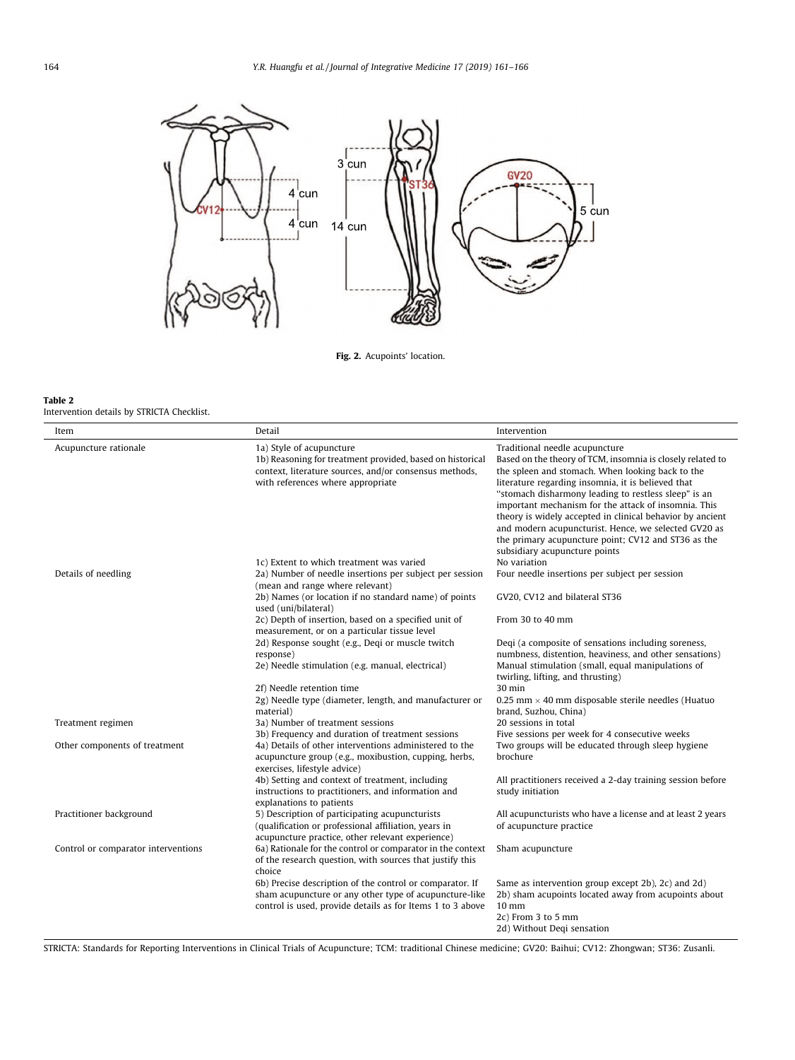Fig. 2. Acupoints' location.

**Table 2**
Intervention details by STRICTA Checklist.

| Item | Detail | Intervention |
|---|---|---|
| Acupuncture rationale | 1a) Style of acupuncture | Traditional needle acupuncture |
| | 1b) Reasoning for treatment provided, based on historical context, literature sources, and/or consensus methods, with references where appropriate | Based on the theory of TCM, insomnia is closely related to the spleen and stomach. When looking back to the literature regarding insomnia, it is believed that "stomach disharmony leading to restless sleep" is an important mechanism for the attack of insomnia. This theory is widely accepted in clinical behavior by ancient and modern acupuncturist. Hence, we selected GV20 as the primary acupuncture point; CV12 and ST36 as the subsidiary acupuncture points |
| | 1c) Extent to which treatment was varied | No variation |
| Details of needling | 2a) Number of needle insertions per subject per session (mean and range where relevant) | Four needle insertions per subject per session |
| | 2b) Names (or location if no standard name) of points used (uni/bilateral) | GV20, CV12 and bilateral ST36 |
| | 2c) Depth of insertion, based on a specified unit of measurement, or on a particular tissue level | From 30 to 40 mm |
| | 2d) Response sought (e.g., Deqi or muscle twitch response) | Deqi (a composite of sensations including soreness, numbness, distention, heaviness, and other sensations) |
| | 2e) Needle stimulation (e.g. manual, electrical) | Manual stimulation (small, equal manipulations of twirling, lifting, and thrusting) |
| | 2f) Needle retention time | 30 min |
| | 2g) Needle type (diameter, length, and manufacturer or material) | 0.25 mm × 40 mm disposable sterile needles (Huatuo brand, Suzhou, China) |
| Treatment regimen | 3a) Number of treatment sessions | 20 sessions in total |
| | 3b) Frequency and duration of treatment sessions | Five sessions per week for 4 consecutive weeks |
| Other components of treatment | 4a) Details of other interventions administered to the acupuncture group (e.g., moxibustion, cupping, herbs, exercises, lifestyle advice) | Two groups will be educated through sleep hygiene brochure |
| | 4b) Setting and context of treatment, including instructions to practitioners, and information and explanations to patients | All practitioners received a 2-day training session before study initiation |
| Practitioner background | 5) Description of participating acupuncturists (qualification or professional affiliation, years in acupuncture practice, other relevant experience) | All acupuncturists who have a license and at least 2 years of acupuncture practice |
| Control or comparator interventions | 6a) Rationale for the control or comparator in the context of the research question, with sources that justify this choice | Sham acupuncture |
| | 6b) Precise description of the control or comparator. If sham acupuncture or any other type of acupuncture-like control is used, provide details as for Items 1 to 3 above | Same as intervention group except 2b), 2c) and 2d)<br>2b) sham acupoints located away from acupoints about 10 mm<br>2c) From 3 to 5 mm<br>2d) Without Deqi sensation |

STRICTA: Standards for Reporting Interventions in Clinical Trials of Acupuncture; TCM: traditional Chinese medicine; GV20: Baihui; CV12: Zhongwan; ST36: Zusanli.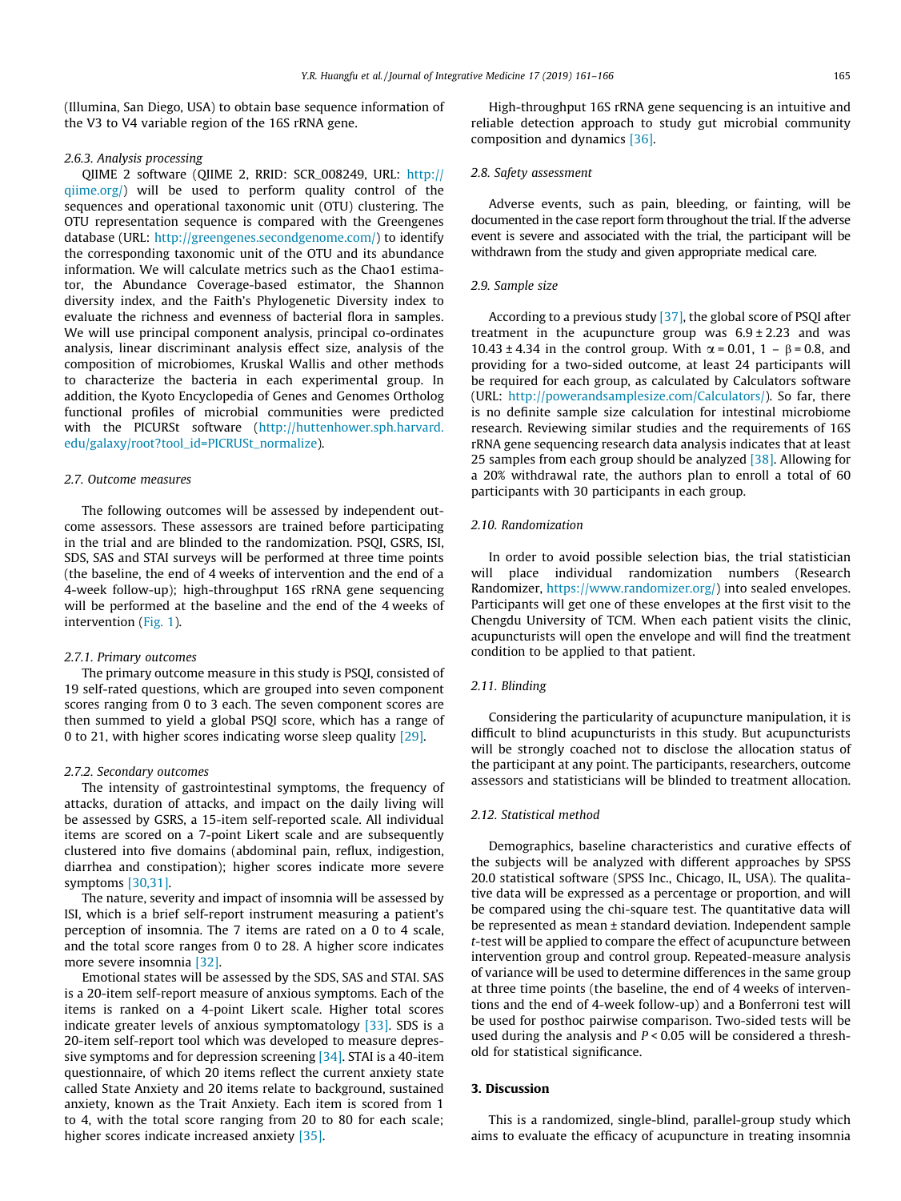(Illumina, San Diego, USA) to obtain base sequence information of the V3 to V4 variable region of the 16S rRNA gene.

#### 2.6.3. Analysis processing

QIIME 2 software (QIIME 2, RRID: SCR_008249, URL: http://qiime.org/) will be used to perform quality control of the sequences and operational taxonomic unit (OTU) clustering. The OTU representation sequence is compared with the Greengenes database (URL: http://greengenes.secondgenome.com/) to identify the corresponding taxonomic unit of the OTU and its abundance information. We will calculate metrics such as the Chao1 estimator, the Abundance Coverage-based estimator, the Shannon diversity index, and the Faith's Phylogenetic Diversity index to evaluate the richness and evenness of bacterial flora in samples. We will use principal component analysis, principal co-ordinates analysis, linear discriminant analysis effect size, analysis of the composition of microbiomes, Kruskal Wallis and other methods to characterize the bacteria in each experimental group. In addition, the Kyoto Encyclopedia of Genes and Genomes Ortholog functional profiles of microbial communities were predicted with the PICURSt software (http://huttenhower.sph.harvard.edu/galaxy/root?tool_id=PICRUSt_normalize).

### 2.7. Outcome measures

The following outcomes will be assessed by independent outcome assessors. These assessors are trained before participating in the trial and are blinded to the randomization. PSQI, GSRS, ISI, SDS, SAS and STAI surveys will be performed at three time points (the baseline, the end of 4 weeks of intervention and the end of a 4-week follow-up); high-throughput 16S rRNA gene sequencing will be performed at the baseline and the end of the 4 weeks of intervention (Fig. 1).

#### 2.7.1. Primary outcomes

The primary outcome measure in this study is PSQI, consisted of 19 self-rated questions, which are grouped into seven component scores ranging from 0 to 3 each. The seven component scores are then summed to yield a global PSQI score, which has a range of 0 to 21, with higher scores indicating worse sleep quality [29].

#### 2.7.2. Secondary outcomes

The intensity of gastrointestinal symptoms, the frequency of attacks, duration of attacks, and impact on the daily living will be assessed by GSRS, a 15-item self-reported scale. All individual items are scored on a 7-point Likert scale and are subsequently clustered into five domains (abdominal pain, reflux, indigestion, diarrhea and constipation); higher scores indicate more severe symptoms [30,31].

The nature, severity and impact of insomnia will be assessed by ISI, which is a brief self-report instrument measuring a patient's perception of insomnia. The 7 items are rated on a 0 to 4 scale, and the total score ranges from 0 to 28. A higher score indicates more severe insomnia [32].

Emotional states will be assessed by the SDS, SAS and STAI. SAS is a 20-item self-report measure of anxious symptoms. Each of the items is ranked on a 4-point Likert scale. Higher total scores indicate greater levels of anxious symptomatology [33]. SDS is a 20-item self-report tool which was developed to measure depressive symptoms and for depression screening [34]. STAI is a 40-item questionnaire, of which 20 items reflect the current anxiety state called State Anxiety and 20 items relate to background, sustained anxiety, known as the Trait Anxiety. Each item is scored from 1 to 4, with the total score ranging from 20 to 80 for each scale; higher scores indicate increased anxiety [35].

High-throughput 16S rRNA gene sequencing is an intuitive and reliable detection approach to study gut microbial community composition and dynamics [36].

### 2.8. Safety assessment

Adverse events, such as pain, bleeding, or fainting, will be documented in the case report form throughout the trial. If the adverse event is severe and associated with the trial, the participant will be withdrawn from the study and given appropriate medical care.

### 2.9. Sample size

According to a previous study [37], the global score of PSQI after treatment in the acupuncture group was 6.9 ± 2.23 and was 10.43 ± 4.34 in the control group. With $\alpha = 0.01$, $1 - \beta = 0.8$, and providing for a two-sided outcome, at least 24 participants will be required for each group, as calculated by Calculators software (URL: http://powerandsamplesize.com/Calculators/). So far, there is no definite sample size calculation for intestinal microbiome research. Reviewing similar studies and the requirements of 16S rRNA gene sequencing research data analysis indicates that at least 25 samples from each group should be analyzed [38]. Allowing for a 20% withdrawal rate, the authors plan to enroll a total of 60 participants with 30 participants in each group.

### 2.10. Randomization

In order to avoid possible selection bias, the trial statistician will place individual randomization numbers (Research Randomizer, https://www.randomizer.org/) into sealed envelopes. Participants will get one of these envelopes at the first visit to the Chengdu University of TCM. When each patient visits the clinic, acupuncturists will open the envelope and will find the treatment condition to be applied to that patient.

### 2.11. Blinding

Considering the particularity of acupuncture manipulation, it is difficult to blind acupuncturists in this study. But acupuncturists will be strongly coached not to disclose the allocation status of the participant at any point. The participants, researchers, outcome assessors and statisticians will be blinded to treatment allocation.

### 2.12. Statistical method

Demographics, baseline characteristics and curative effects of the subjects will be analyzed with different approaches by SPSS 20.0 statistical software (SPSS Inc., Chicago, IL, USA). The qualitative data will be expressed as a percentage or proportion, and will be compared using the chi-square test. The quantitative data will be represented as mean ± standard deviation. Independent sample *t*-test will be applied to compare the effect of acupuncture between intervention group and control group. Repeated-measure analysis of variance will be used to determine differences in the same group at three time points (the baseline, the end of 4 weeks of interventions and the end of 4-week follow-up) and a Bonferroni test will be used for posthoc pairwise comparison. Two-sided tests will be used during the analysis and $P < 0.05$ will be considered a threshold for statistical significance.

## 3. Discussion

This is a randomized, single-blind, parallel-group study which aims to evaluate the efficacy of acupuncture in treating insomnia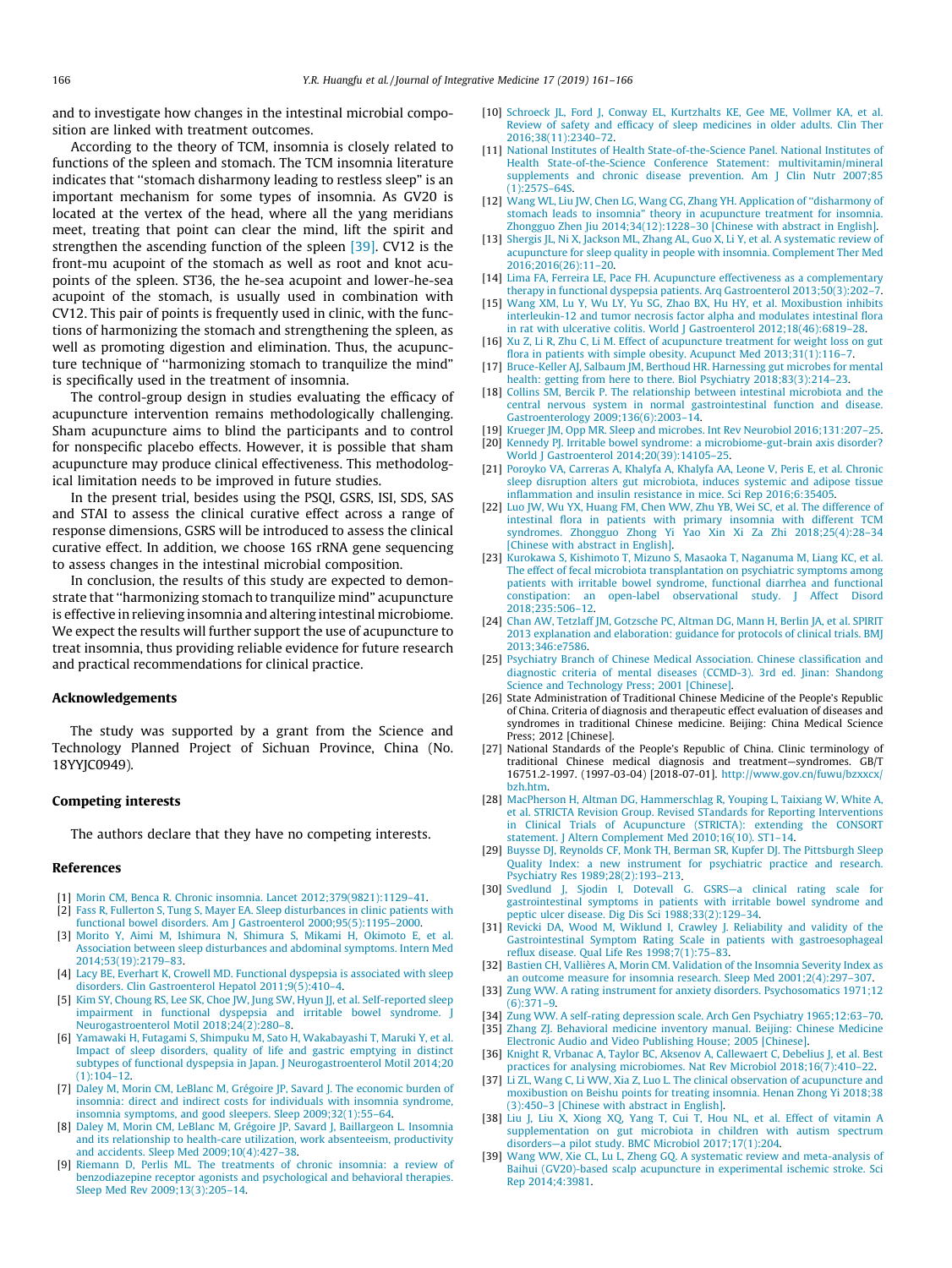and to investigate how changes in the intestinal microbial composition are linked with treatment outcomes.

According to the theory of TCM, insomnia is closely related to functions of the spleen and stomach. The TCM insomnia literature indicates that "stomach disharmony leading to restless sleep" is an important mechanism for some types of insomnia. As GV20 is located at the vertex of the head, where all the yang meridians meet, treating that point can clear the mind, lift the spirit and strengthen the ascending function of the spleen [39]. CV12 is the front-mu acupoint of the stomach as well as root and knot acupoints of the spleen. ST36, the he-sea acupoint and lower-he-sea acupoint of the stomach, is usually used in combination with CV12. This pair of points is frequently used in clinic, with the functions of harmonizing the stomach and strengthening the spleen, as well as promoting digestion and elimination. Thus, the acupuncture technique of "harmonizing stomach to tranquilize the mind" is specifically used in the treatment of insomnia.

The control-group design in studies evaluating the efficacy of acupuncture intervention remains methodologically challenging. Sham acupuncture aims to blind the participants and to control for nonspecific placebo effects. However, it is possible that sham acupuncture may produce clinical effectiveness. This methodological limitation needs to be improved in future studies.

In the present trial, besides using the PSQI, GSRS, ISI, SDS, SAS and STAI to assess the clinical curative effect across a range of response dimensions, GSRS will be introduced to assess the clinical curative effect. In addition, we choose 16S rRNA gene sequencing to assess changes in the intestinal microbial composition.

In conclusion, the results of this study are expected to demonstrate that "harmonizing stomach to tranquilize mind" acupuncture is effective in relieving insomnia and altering intestinal microbiome. We expect the results will further support the use of acupuncture to treat insomnia, thus providing reliable evidence for future research and practical recommendations for clinical practice.

## Acknowledgements

The study was supported by a grant from the Science and Technology Planned Project of Sichuan Province, China (No. 18YYJC0949).

## Competing interests

The authors declare that they have no competing interests.

## References

[1] Morin CM, Benca R. Chronic insomnia. Lancet 2012;379(9821):1129–41.
[2] Fass R, Fullerton S, Tung S, Mayer EA. Sleep disturbances in clinic patients with functional bowel disorders. Am J Gastroenterol 2000;95(5):1195–2000.
[3] Morito Y, Aimi M, Ishimura N, Shimura S, Mikami H, Okimoto E, et al. Association between sleep disturbances and abdominal symptoms. Intern Med 2014;53(19):2179–83.
[4] Lacy BE, Everhart K, Crowell MD. Functional dyspepsia is associated with sleep disorders. Clin Gastroenterol Hepatol 2011;9(5):410–4.
[5] Kim SY, Choung RS, Lee SK, Choe JW, Jung SW, Hyun JJ, et al. Self-reported sleep impairment in functional dyspepsia and irritable bowel syndrome. J Neurogastroenterol Motil 2018;24(2):280–8.
[6] Yamawaki H, Futagami S, Shimpuku M, Sato H, Wakabayashi T, Maruki Y, et al. Impact of sleep disorders, quality of life and gastric emptying in distinct subtypes of functional dyspepsia in Japan. J Neurogastroenterol Motil 2014;20(1):104–12.
[7] Daley M, Morin CM, LeBlanc M, Grégoire JP, Savard J. The economic burden of insomnia: direct and indirect costs for individuals with insomnia syndrome, insomnia symptoms, and good sleepers. Sleep 2009;32(1):55–64.
[8] Daley M, Morin CM, LeBlanc M, Grégoire JP, Savard J, Baillargeon L. Insomnia and its relationship to health-care utilization, work absenteeism, productivity and accidents. Sleep Med 2009;10(4):427–38.
[9] Riemann D, Perlis ML. The treatments of chronic insomnia: a review of benzodiazepine receptor agonists and psychological and behavioral therapies. Sleep Med Rev 2009;13(3):205–14.
[10] Schroeck JL, Ford J, Conway EL, Kurtzhalts KE, Gee ME, Vollmer KA, et al. Review of safety and efficacy of sleep medicines in older adults. Clin Ther 2016;38(11):2340–72.
[11] National Institutes of Health State-of-the-Science Panel. National Institutes of Health State-of-the-Science Conference Statement: multivitamin/mineral supplements and chronic disease prevention. Am J Clin Nutr 2007;85(1):257S–64S.
[12] Wang WL, Liu JW, Chen LG, Wang CG, Zhang YH. Application of "disharmony of stomach leads to insomnia" theory in acupuncture treatment for insomnia. Zhongguo Zhen Jiu 2014;34(12):1228–30 [Chinese with abstract in English].
[13] Shergis JL, Ni X, Jackson ML, Zhang AL, Guo X, Li Y, et al. A systematic review of acupuncture for sleep quality in people with insomnia. Complement Ther Med 2016;2016(26):11–20.
[14] Lima FA, Ferreira LE, Pace FH. Acupuncture effectiveness as a complementary therapy in functional dyspepsia patients. Arq Gastroenterol 2013;50(3):202–7.
[15] Wang XM, Lu Y, Wu LY, Yu SG, Zhao BX, Hu HY, et al. Moxibustion inhibits interleukin-12 and tumor necrosis factor alpha and modulates intestinal flora in rat with ulcerative colitis. World J Gastroenterol 2012;18(46):6819–28.
[16] Xu Z, Li R, Zhu C, Li M. Effect of acupuncture treatment for weight loss on gut flora in patients with simple obesity. Acupunct Med 2013;31(1):116–7.
[17] Bruce-Keller AJ, Salbaum JM, Berthoud HR. Harnessing gut microbes for mental health: getting from here to there. Biol Psychiatry 2018;83(3):214–23.
[18] Collins SM, Bercik P. The relationship between intestinal microbiota and the central nervous system in normal gastrointestinal function and disease. Gastroenterology 2009;136(6):2003–14.
[19] Krueger JM, Opp MR. Sleep and microbes. Int Rev Neurobiol 2016;131:207–25.
[20] Kennedy PJ. Irritable bowel syndrome: a microbiome-gut-brain axis disorder? World J Gastroenterol 2014;20(39):14105–25.
[21] Poroyko VA, Carreras A, Khalyfa A, Khalyfa AA, Leone V, Peris E, et al. Chronic sleep disruption alters gut microbiota, induces systemic and adipose tissue inflammation and insulin resistance in mice. Sci Rep 2016;6:35405.
[22] Luo JW, Wu YX, Huang FM, Chen WW, Zhu YB, Wei SC, et al. The difference of intestinal flora in patients with primary insomnia with different TCM syndromes. Zhongguo Zhong Yi Yao Xin Xi Za Zhi 2018;25(4):28–34 [Chinese with abstract in English].
[23] Kurokawa S, Kishimoto T, Mizuno S, Masaoka T, Naganuma M, Liang KC, et al. The effect of fecal microbiota transplantation on psychiatric symptoms among patients with irritable bowel syndrome, functional diarrhea and functional constipation: an open-label observational study. J Affect Disord 2018;235:506–12.
[24] Chan AW, Tetzlaff JM, Gotzsche PC, Altman DG, Mann H, Berlin JA, et al. SPIRIT 2013 explanation and elaboration: guidance for protocols of clinical trials. BMJ 2013;346:e7586.
[25] Psychiatry Branch of Chinese Medical Association. Chinese classification and diagnostic criteria of mental diseases (CCMD-3). 3rd ed. Jinan: Shandong Science and Technology Press; 2001 [Chinese].
[26] State Administration of Traditional Chinese Medicine of the People's Republic of China. Criteria of diagnosis and therapeutic effect evaluation of diseases and syndromes in traditional Chinese medicine. Beijing: China Medical Science Press; 2012 [Chinese].
[27] National Standards of the People's Republic of China. Clinic terminology of traditional Chinese medical diagnosis and treatment—syndromes. GB/T 16751.2-1997. (1997-03-04) [2018-07-01]. http://www.gov.cn/fuwu/bzxxcx/bzh.htm.
[28] MacPherson H, Altman DG, Hammerschlag R, Youping L, Taixiang W, White A, et al. STRICTA Revision Group. Revised STandards for Reporting Interventions in Clinical Trials of Acupuncture (STRICTA): extending the CONSORT statement. J Altern Complement Med 2010;16(10). ST1–14.
[29] Buysse DJ, Reynolds CF, Monk TH, Berman SR, Kupfer DJ. The Pittsburgh Sleep Quality Index: a new instrument for psychiatric practice and research. Psychiatry Res 1989;28(2):193–213.
[30] Svedlund J, Sjodin I, Dotevall G. GSRS—a clinical rating scale for gastrointestinal symptoms in patients with irritable bowel syndrome and peptic ulcer disease. Dig Dis Sci 1988;33(2):129–34.
[31] Revicki DA, Wood M, Wiklund I, Crawley J. Reliability and validity of the Gastrointestinal Symptom Rating Scale in patients with gastroesophageal reflux disease. Qual Life Res 1998;7(1):75–83.
[32] Bastien CH, Vallières A, Morin CM. Validation of the Insomnia Severity Index as an outcome measure for insomnia research. Sleep Med 2001;2(4):297–307.
[33] Zung WW. A rating instrument for anxiety disorders. Psychosomatics 1971;12(6):371–9.
[34] Zung WW. A self-rating depression scale. Arch Gen Psychiatry 1965;12:63–70.
[35] Zhang ZJ. Behavioral medicine inventory manual. Beijing: Chinese Medicine Electronic Audio and Video Publishing House; 2005 [Chinese].
[36] Knight R, Vrbanac A, Taylor BC, Aksenov A, Callewaert C, Debelius J, et al. Best practices for analysing microbiomes. Nat Rev Microbiol 2018;16(7):410–22.
[37] Li ZL, Wang C, Li WW, Xia Z, Luo L. The clinical observation of acupuncture and moxibustion on Beishu points for treating insomnia. Henan Zhong Yi 2018;38(3):450–3 [Chinese with abstract in English].
[38] Liu J, Liu X, Xiong XQ, Yang T, Cui T, Hou NL, et al. Effect of vitamin A supplementation on gut microbiota in children with autism spectrum disorders—a pilot study. BMC Microbiol 2017;17(1):204.
[39] Wang WW, Xie CL, Lu L, Zheng GQ. A systematic review and meta-analysis of Baihui (GV20)-based scalp acupuncture in experimental ischemic stroke. Sci Rep 2014;4:3981.